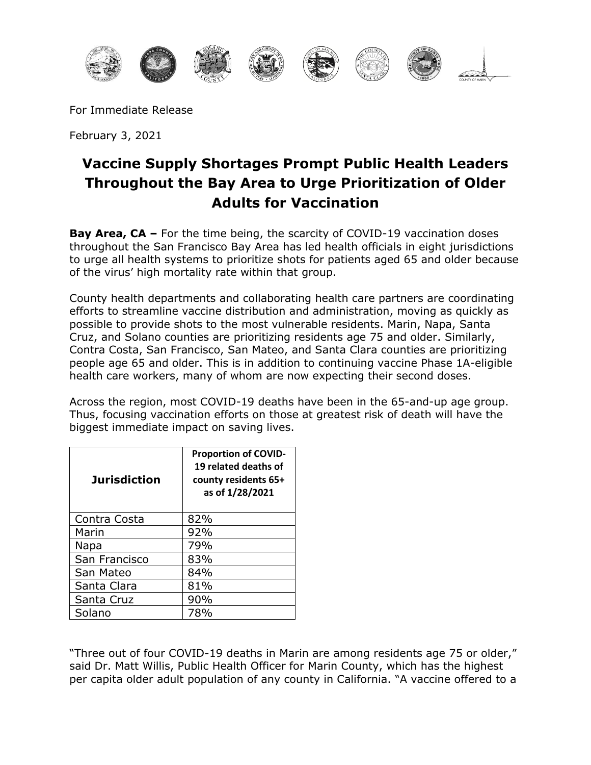For Immediate Release

February 3, 2021

# Vaccine Supply Shortages Prompt Public Health Leaders Throughout the Bay Area to Urge Prioritization of Older Adults for Vaccination

**Bay Area, CA –** For the time being, the scarcity of COVID-19 vaccination doses throughout the San Francisco Bay Area has led health officials in eight jurisdictions to urge all health systems to prioritize shots for patients aged 65 and older because of the virus' high mortality rate within that group.

County health departments and collaborating health care partners are coordinating efforts to streamline vaccine distribution and administration, moving as quickly as possible to provide shots to the most vulnerable residents. Marin, Napa, Santa Cruz, and Solano counties are prioritizing residents age 75 and older. Similarly, Contra Costa, San Francisco, San Mateo, and Santa Clara counties are prioritizing people age 65 and older. This is in addition to continuing vaccine Phase 1A-eligible health care workers, many of whom are now expecting their second doses.

Across the region, most COVID-19 deaths have been in the 65-and-up age group. Thus, focusing vaccination efforts on those at greatest risk of death will have the biggest immediate impact on saving lives.

| Jurisdiction | Proportion of COVID-19 related deaths of county residents 65+ as of 1/28/2021 |
|---|---|
| Contra Costa | 82% |
| Marin | 92% |
| Napa | 79% |
| San Francisco | 83% |
| San Mateo | 84% |
| Santa Clara | 81% |
| Santa Cruz | 90% |
| Solano | 78% |

"Three out of four COVID-19 deaths in Marin are among residents age 75 or older," said Dr. Matt Willis, Public Health Officer for Marin County, which has the highest per capita older adult population of any county in California. "A vaccine offered to a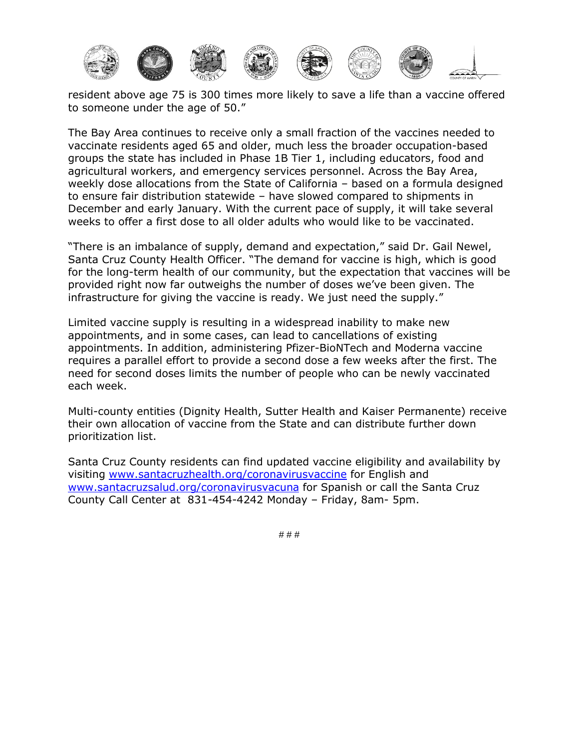resident above age 75 is 300 times more likely to save a life than a vaccine offered to someone under the age of 50."

The Bay Area continues to receive only a small fraction of the vaccines needed to vaccinate residents aged 65 and older, much less the broader occupation-based groups the state has included in Phase 1B Tier 1, including educators, food and agricultural workers, and emergency services personnel. Across the Bay Area, weekly dose allocations from the State of California – based on a formula designed to ensure fair distribution statewide – have slowed compared to shipments in December and early January. With the current pace of supply, it will take several weeks to offer a first dose to all older adults who would like to be vaccinated.

"There is an imbalance of supply, demand and expectation," said Dr. Gail Newel, Santa Cruz County Health Officer. "The demand for vaccine is high, which is good for the long-term health of our community, but the expectation that vaccines will be provided right now far outweighs the number of doses we've been given. The infrastructure for giving the vaccine is ready. We just need the supply."

Limited vaccine supply is resulting in a widespread inability to make new appointments, and in some cases, can lead to cancellations of existing appointments. In addition, administering Pfizer-BioNTech and Moderna vaccine requires a parallel effort to provide a second dose a few weeks after the first. The need for second doses limits the number of people who can be newly vaccinated each week.

Multi-county entities (Dignity Health, Sutter Health and Kaiser Permanente) receive their own allocation of vaccine from the State and can distribute further down prioritization list.

Santa Cruz County residents can find updated vaccine eligibility and availability by visiting [www.santacruzhealth.org/coronavirusvaccine](http://www.santacruzhealth.org/coronavirusvaccine) for English and [www.santacruzsalud.org/coronavirusvacuna](http://www.santacruzsalud.org/coronavirusvacuna) for Spanish or call the Santa Cruz County Call Center at 831-454-4242 Monday – Friday, 8am- 5pm.

# # #